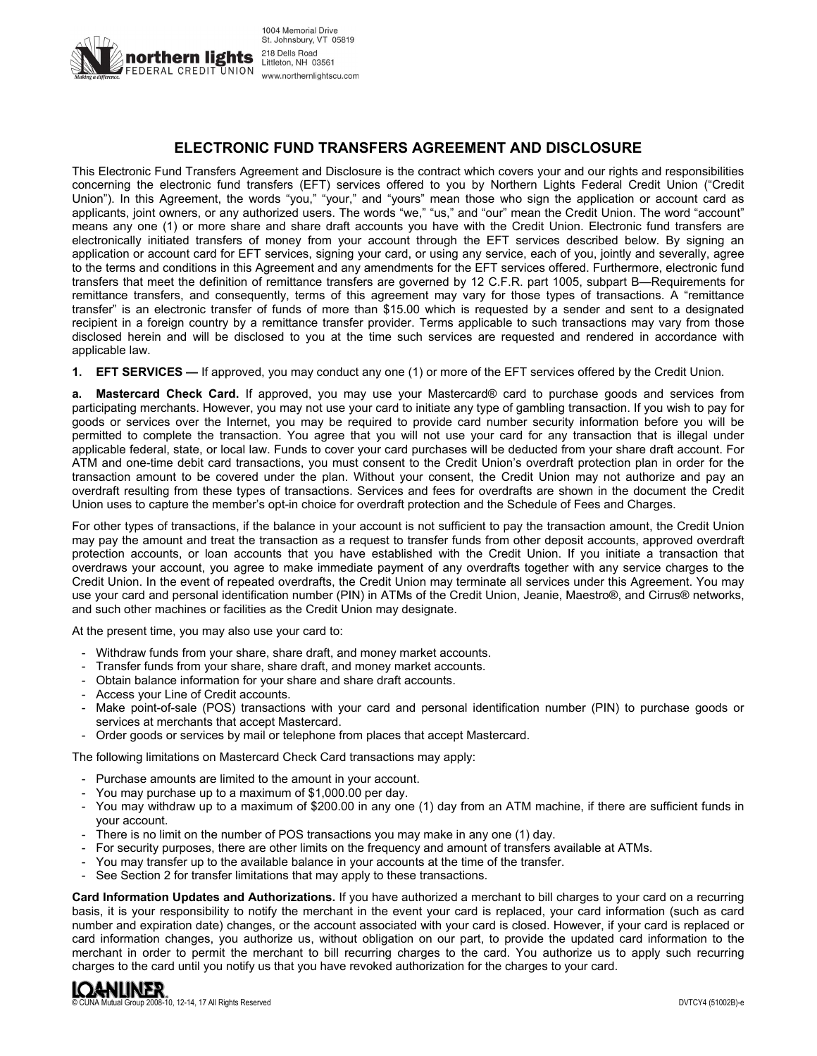1004 Memorial Drive
St. Johnsbury, VT 05819
218 Dells Road
Littleton, NH 03561
www.northernlightscu.com

# ELECTRONIC FUND TRANSFERS AGREEMENT AND DISCLOSURE

This Electronic Fund Transfers Agreement and Disclosure is the contract which covers your and our rights and responsibilities concerning the electronic fund transfers (EFT) services offered to you by Northern Lights Federal Credit Union ("Credit Union"). In this Agreement, the words "you," "your," and "yours" mean those who sign the application or account card as applicants, joint owners, or any authorized users. The words "we," "us," and "our" mean the Credit Union. The word "account" means any one (1) or more share and share draft accounts you have with the Credit Union. Electronic fund transfers are electronically initiated transfers of money from your account through the EFT services described below. By signing an application or account card for EFT services, signing your card, or using any service, each of you, jointly and severally, agree to the terms and conditions in this Agreement and any amendments for the EFT services offered. Furthermore, electronic fund transfers that meet the definition of remittance transfers are governed by 12 C.F.R. part 1005, subpart B—Requirements for remittance transfers, and consequently, terms of this agreement may vary for those types of transactions. A "remittance transfer" is an electronic transfer of funds of more than $15.00 which is requested by a sender and sent to a designated recipient in a foreign country by a remittance transfer provider. Terms applicable to such transactions may vary from those disclosed herein and will be disclosed to you at the time such services are requested and rendered in accordance with applicable law.

**1. EFT SERVICES —** If approved, you may conduct any one (1) or more of the EFT services offered by the Credit Union.

**a. Mastercard Check Card.** If approved, you may use your Mastercard® card to purchase goods and services from participating merchants. However, you may not use your card to initiate any type of gambling transaction. If you wish to pay for goods or services over the Internet, you may be required to provide card number security information before you will be permitted to complete the transaction. You agree that you will not use your card for any transaction that is illegal under applicable federal, state, or local law. Funds to cover your card purchases will be deducted from your share draft account. For ATM and one-time debit card transactions, you must consent to the Credit Union's overdraft protection plan in order for the transaction amount to be covered under the plan. Without your consent, the Credit Union may not authorize and pay an overdraft resulting from these types of transactions. Services and fees for overdrafts are shown in the document the Credit Union uses to capture the member's opt-in choice for overdraft protection and the Schedule of Fees and Charges.

For other types of transactions, if the balance in your account is not sufficient to pay the transaction amount, the Credit Union may pay the amount and treat the transaction as a request to transfer funds from other deposit accounts, approved overdraft protection accounts, or loan accounts that you have established with the Credit Union. If you initiate a transaction that overdraws your account, you agree to make immediate payment of any overdrafts together with any service charges to the Credit Union. In the event of repeated overdrafts, the Credit Union may terminate all services under this Agreement. You may use your card and personal identification number (PIN) in ATMs of the Credit Union, Jeanie, Maestro®, and Cirrus® networks, and such other machines or facilities as the Credit Union may designate.

At the present time, you may also use your card to:

- Withdraw funds from your share, share draft, and money market accounts.
- Transfer funds from your share, share draft, and money market accounts.
- Obtain balance information for your share and share draft accounts.
- Access your Line of Credit accounts.
- Make point-of-sale (POS) transactions with your card and personal identification number (PIN) to purchase goods or services at merchants that accept Mastercard.
- Order goods or services by mail or telephone from places that accept Mastercard.

The following limitations on Mastercard Check Card transactions may apply:

- Purchase amounts are limited to the amount in your account.
- You may purchase up to a maximum of $1,000.00 per day.
- You may withdraw up to a maximum of $200.00 in any one (1) day from an ATM machine, if there are sufficient funds in your account.
- There is no limit on the number of POS transactions you may make in any one (1) day.
- For security purposes, there are other limits on the frequency and amount of transfers available at ATMs.
- You may transfer up to the available balance in your accounts at the time of the transfer.
- See Section 2 for transfer limitations that may apply to these transactions.

**Card Information Updates and Authorizations.** If you have authorized a merchant to bill charges to your card on a recurring basis, it is your responsibility to notify the merchant in the event your card is replaced, your card information (such as card number and expiration date) changes, or the account associated with your card is closed. However, if your card is replaced or card information changes, you authorize us, without obligation on our part, to provide the updated card information to the merchant in order to permit the merchant to bill recurring charges to the card. You authorize us to apply such recurring charges to the card until you notify us that you have revoked authorization for the charges to your card.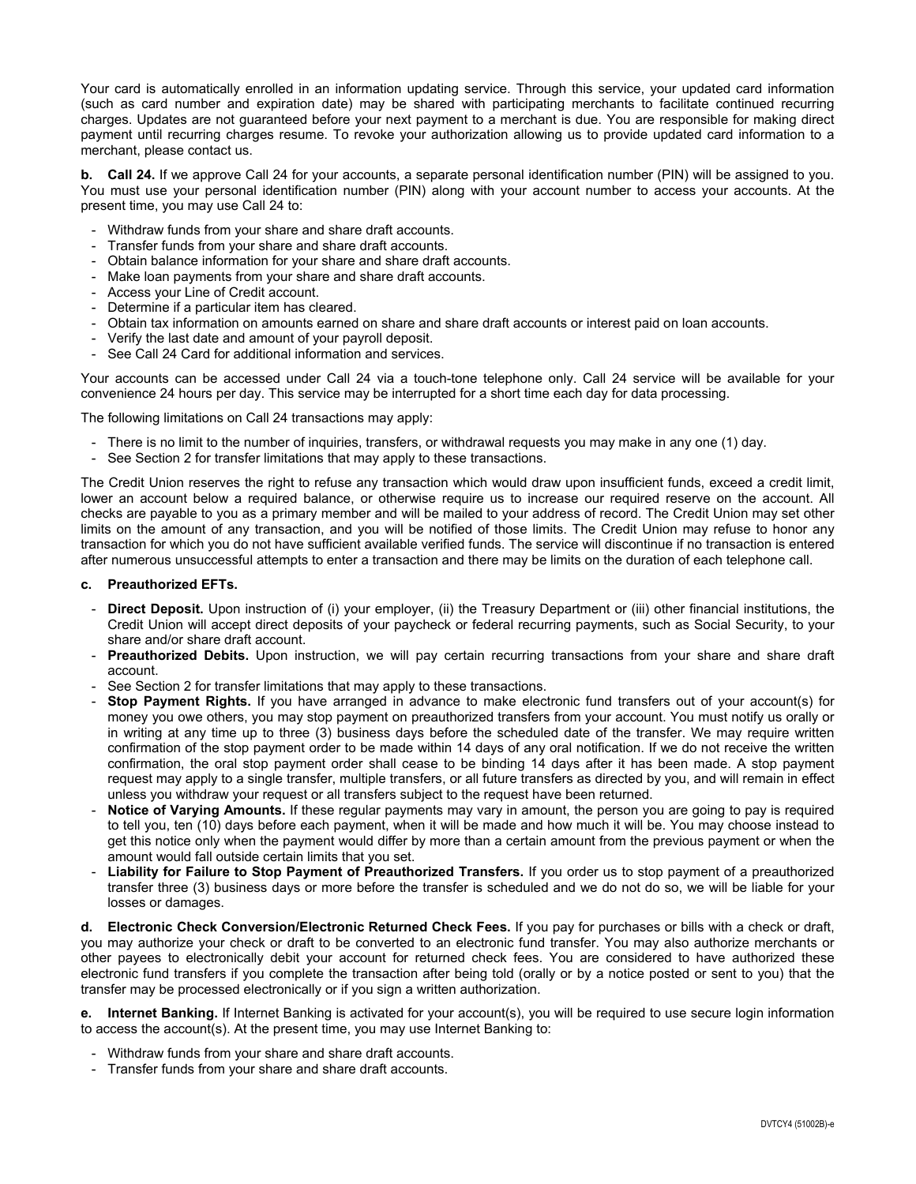Your card is automatically enrolled in an information updating service. Through this service, your updated card information (such as card number and expiration date) may be shared with participating merchants to facilitate continued recurring charges. Updates are not guaranteed before your next payment to a merchant is due. You are responsible for making direct payment until recurring charges resume. To revoke your authorization allowing us to provide updated card information to a merchant, please contact us.

**b. Call 24.** If we approve Call 24 for your accounts, a separate personal identification number (PIN) will be assigned to you. You must use your personal identification number (PIN) along with your account number to access your accounts. At the present time, you may use Call 24 to:

- Withdraw funds from your share and share draft accounts.
- Transfer funds from your share and share draft accounts.
- Obtain balance information for your share and share draft accounts.
- Make loan payments from your share and share draft accounts.
- Access your Line of Credit account.
- Determine if a particular item has cleared.
- Obtain tax information on amounts earned on share and share draft accounts or interest paid on loan accounts.
- Verify the last date and amount of your payroll deposit.
- See Call 24 Card for additional information and services.

Your accounts can be accessed under Call 24 via a touch-tone telephone only. Call 24 service will be available for your convenience 24 hours per day. This service may be interrupted for a short time each day for data processing.

The following limitations on Call 24 transactions may apply:

- There is no limit to the number of inquiries, transfers, or withdrawal requests you may make in any one (1) day.
- See Section 2 for transfer limitations that may apply to these transactions.

The Credit Union reserves the right to refuse any transaction which would draw upon insufficient funds, exceed a credit limit, lower an account below a required balance, or otherwise require us to increase our required reserve on the account. All checks are payable to you as a primary member and will be mailed to your address of record. The Credit Union may set other limits on the amount of any transaction, and you will be notified of those limits. The Credit Union may refuse to honor any transaction for which you do not have sufficient available verified funds. The service will discontinue if no transaction is entered after numerous unsuccessful attempts to enter a transaction and there may be limits on the duration of each telephone call.

**c. Preauthorized EFTs.**

- **Direct Deposit.** Upon instruction of (i) your employer, (ii) the Treasury Department or (iii) other financial institutions, the Credit Union will accept direct deposits of your paycheck or federal recurring payments, such as Social Security, to your share and/or share draft account.
- **Preauthorized Debits.** Upon instruction, we will pay certain recurring transactions from your share and share draft account.
- See Section 2 for transfer limitations that may apply to these transactions.
- **Stop Payment Rights.** If you have arranged in advance to make electronic fund transfers out of your account(s) for money you owe others, you may stop payment on preauthorized transfers from your account. You must notify us orally or in writing at any time up to three (3) business days before the scheduled date of the transfer. We may require written confirmation of the stop payment order to be made within 14 days of any oral notification. If we do not receive the written confirmation, the oral stop payment order shall cease to be binding 14 days after it has been made. A stop payment request may apply to a single transfer, multiple transfers, or all future transfers as directed by you, and will remain in effect unless you withdraw your request or all transfers subject to the request have been returned.
- **Notice of Varying Amounts.** If these regular payments may vary in amount, the person you are going to pay is required to tell you, ten (10) days before each payment, when it will be made and how much it will be. You may choose instead to get this notice only when the payment would differ by more than a certain amount from the previous payment or when the amount would fall outside certain limits that you set.
- **Liability for Failure to Stop Payment of Preauthorized Transfers.** If you order us to stop payment of a preauthorized transfer three (3) business days or more before the transfer is scheduled and we do not do so, we will be liable for your losses or damages.

**d. Electronic Check Conversion/Electronic Returned Check Fees.** If you pay for purchases or bills with a check or draft, you may authorize your check or draft to be converted to an electronic fund transfer. You may also authorize merchants or other payees to electronically debit your account for returned check fees. You are considered to have authorized these electronic fund transfers if you complete the transaction after being told (orally or by a notice posted or sent to you) that the transfer may be processed electronically or if you sign a written authorization.

**e. Internet Banking.** If Internet Banking is activated for your account(s), you will be required to use secure login information to access the account(s). At the present time, you may use Internet Banking to:

- Withdraw funds from your share and share draft accounts.
- Transfer funds from your share and share draft accounts.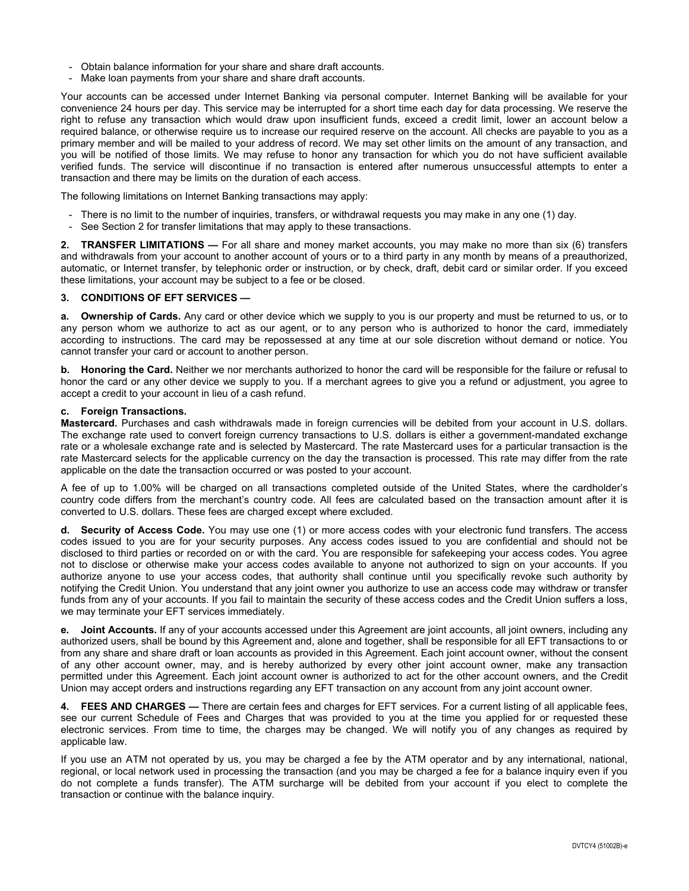- Obtain balance information for your share and share draft accounts.
- Make loan payments from your share and share draft accounts.

Your accounts can be accessed under Internet Banking via personal computer. Internet Banking will be available for your convenience 24 hours per day. This service may be interrupted for a short time each day for data processing. We reserve the right to refuse any transaction which would draw upon insufficient funds, exceed a credit limit, lower an account below a required balance, or otherwise require us to increase our required reserve on the account. All checks are payable to you as a primary member and will be mailed to your address of record. We may set other limits on the amount of any transaction, and you will be notified of those limits. We may refuse to honor any transaction for which you do not have sufficient available verified funds. The service will discontinue if no transaction is entered after numerous unsuccessful attempts to enter a transaction and there may be limits on the duration of each access.

The following limitations on Internet Banking transactions may apply:

- There is no limit to the number of inquiries, transfers, or withdrawal requests you may make in any one (1) day.
- See Section 2 for transfer limitations that may apply to these transactions.

**2. TRANSFER LIMITATIONS —** For all share and money market accounts, you may make no more than six (6) transfers and withdrawals from your account to another account of yours or to a third party in any month by means of a preauthorized, automatic, or Internet transfer, by telephonic order or instruction, or by check, draft, debit card or similar order. If you exceed these limitations, your account may be subject to a fee or be closed.

**3. CONDITIONS OF EFT SERVICES —**

**a. Ownership of Cards.** Any card or other device which we supply to you is our property and must be returned to us, or to any person whom we authorize to act as our agent, or to any person who is authorized to honor the card, immediately according to instructions. The card may be repossessed at any time at our sole discretion without demand or notice. You cannot transfer your card or account to another person.

**b. Honoring the Card.** Neither we nor merchants authorized to honor the card will be responsible for the failure or refusal to honor the card or any other device we supply to you. If a merchant agrees to give you a refund or adjustment, you agree to accept a credit to your account in lieu of a cash refund.

**c. Foreign Transactions.**
**Mastercard.** Purchases and cash withdrawals made in foreign currencies will be debited from your account in U.S. dollars. The exchange rate used to convert foreign currency transactions to U.S. dollars is either a government-mandated exchange rate or a wholesale exchange rate and is selected by Mastercard. The rate Mastercard uses for a particular transaction is the rate Mastercard selects for the applicable currency on the day the transaction is processed. This rate may differ from the rate applicable on the date the transaction occurred or was posted to your account.

A fee of up to 1.00% will be charged on all transactions completed outside of the United States, where the cardholder's country code differs from the merchant's country code. All fees are calculated based on the transaction amount after it is converted to U.S. dollars. These fees are charged except where excluded.

**d. Security of Access Code.** You may use one (1) or more access codes with your electronic fund transfers. The access codes issued to you are for your security purposes. Any access codes issued to you are confidential and should not be disclosed to third parties or recorded on or with the card. You are responsible for safekeeping your access codes. You agree not to disclose or otherwise make your access codes available to anyone not authorized to sign on your accounts. If you authorize anyone to use your access codes, that authority shall continue until you specifically revoke such authority by notifying the Credit Union. You understand that any joint owner you authorize to use an access code may withdraw or transfer funds from any of your accounts. If you fail to maintain the security of these access codes and the Credit Union suffers a loss, we may terminate your EFT services immediately.

**e. Joint Accounts.** If any of your accounts accessed under this Agreement are joint accounts, all joint owners, including any authorized users, shall be bound by this Agreement and, alone and together, shall be responsible for all EFT transactions to or from any share and share draft or loan accounts as provided in this Agreement. Each joint account owner, without the consent of any other account owner, may, and is hereby authorized by every other joint account owner, make any transaction permitted under this Agreement. Each joint account owner is authorized to act for the other account owners, and the Credit Union may accept orders and instructions regarding any EFT transaction on any account from any joint account owner.

**4. FEES AND CHARGES —** There are certain fees and charges for EFT services. For a current listing of all applicable fees, see our current Schedule of Fees and Charges that was provided to you at the time you applied for or requested these electronic services. From time to time, the charges may be changed. We will notify you of any changes as required by applicable law.

If you use an ATM not operated by us, you may be charged a fee by the ATM operator and by any international, national, regional, or local network used in processing the transaction (and you may be charged a fee for a balance inquiry even if you do not complete a funds transfer). The ATM surcharge will be debited from your account if you elect to complete the transaction or continue with the balance inquiry.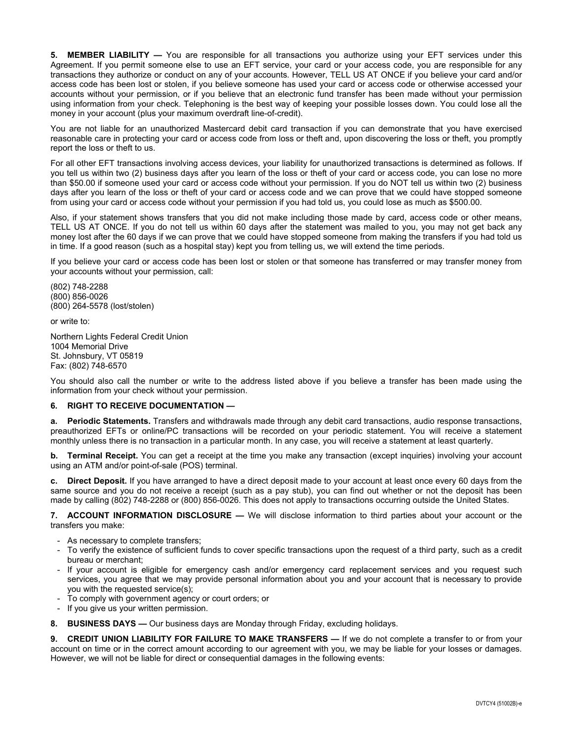**5. MEMBER LIABILITY —** You are responsible for all transactions you authorize using your EFT services under this Agreement. If you permit someone else to use an EFT service, your card or your access code, you are responsible for any transactions they authorize or conduct on any of your accounts. However, TELL US AT ONCE if you believe your card and/or access code has been lost or stolen, if you believe someone has used your card or access code or otherwise accessed your accounts without your permission, or if you believe that an electronic fund transfer has been made without your permission using information from your check. Telephoning is the best way of keeping your possible losses down. You could lose all the money in your account (plus your maximum overdraft line-of-credit).

You are not liable for an unauthorized Mastercard debit card transaction if you can demonstrate that you have exercised reasonable care in protecting your card or access code from loss or theft and, upon discovering the loss or theft, you promptly report the loss or theft to us.

For all other EFT transactions involving access devices, your liability for unauthorized transactions is determined as follows. If you tell us within two (2) business days after you learn of the loss or theft of your card or access code, you can lose no more than $50.00 if someone used your card or access code without your permission. If you do NOT tell us within two (2) business days after you learn of the loss or theft of your card or access code and we can prove that we could have stopped someone from using your card or access code without your permission if you had told us, you could lose as much as $500.00.

Also, if your statement shows transfers that you did not make including those made by card, access code or other means, TELL US AT ONCE. If you do not tell us within 60 days after the statement was mailed to you, you may not get back any money lost after the 60 days if we can prove that we could have stopped someone from making the transfers if you had told us in time. If a good reason (such as a hospital stay) kept you from telling us, we will extend the time periods.

If you believe your card or access code has been lost or stolen or that someone has transferred or may transfer money from your accounts without your permission, call:

(802) 748-2288
(800) 856-0026
(800) 264-5578 (lost/stolen)

or write to:

Northern Lights Federal Credit Union
1004 Memorial Drive
St. Johnsbury, VT 05819
Fax: (802) 748-6570

You should also call the number or write to the address listed above if you believe a transfer has been made using the information from your check without your permission.

**6. RIGHT TO RECEIVE DOCUMENTATION —**

**a. Periodic Statements.** Transfers and withdrawals made through any debit card transactions, audio response transactions, preauthorized EFTs or online/PC transactions will be recorded on your periodic statement. You will receive a statement monthly unless there is no transaction in a particular month. In any case, you will receive a statement at least quarterly.

**b. Terminal Receipt.** You can get a receipt at the time you make any transaction (except inquiries) involving your account using an ATM and/or point-of-sale (POS) terminal.

**c. Direct Deposit.** If you have arranged to have a direct deposit made to your account at least once every 60 days from the same source and you do not receive a receipt (such as a pay stub), you can find out whether or not the deposit has been made by calling (802) 748-2288 or (800) 856-0026. This does not apply to transactions occurring outside the United States.

**7. ACCOUNT INFORMATION DISCLOSURE —** We will disclose information to third parties about your account or the transfers you make:

- As necessary to complete transfers;
- To verify the existence of sufficient funds to cover specific transactions upon the request of a third party, such as a credit bureau or merchant;
- If your account is eligible for emergency cash and/or emergency card replacement services and you request such services, you agree that we may provide personal information about you and your account that is necessary to provide you with the requested service(s);
- To comply with government agency or court orders; or
- If you give us your written permission.

**8. BUSINESS DAYS —** Our business days are Monday through Friday, excluding holidays.

**9. CREDIT UNION LIABILITY FOR FAILURE TO MAKE TRANSFERS —** If we do not complete a transfer to or from your account on time or in the correct amount according to our agreement with you, we may be liable for your losses or damages. However, we will not be liable for direct or consequential damages in the following events: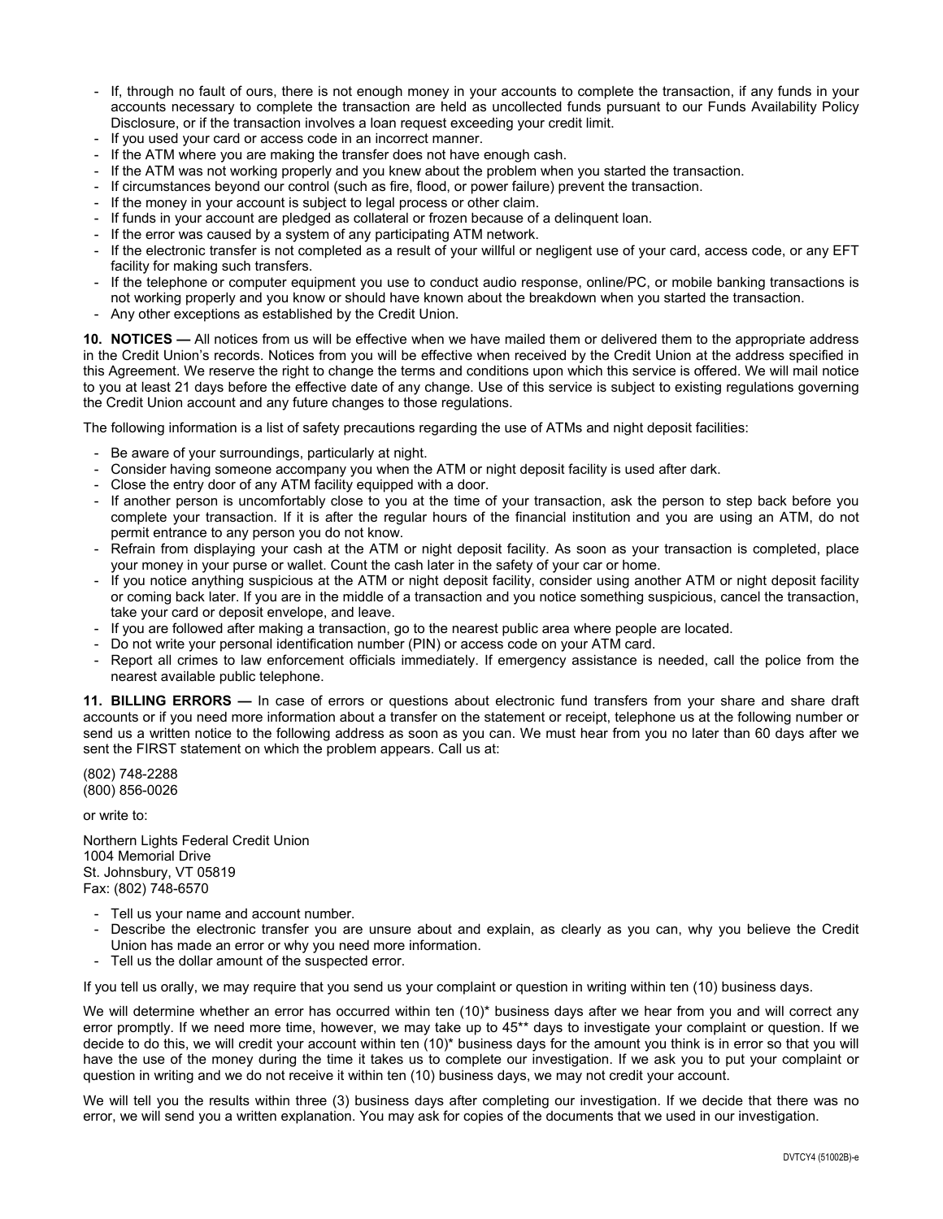- If, through no fault of ours, there is not enough money in your accounts to complete the transaction, if any funds in your accounts necessary to complete the transaction are held as uncollected funds pursuant to our Funds Availability Policy Disclosure, or if the transaction involves a loan request exceeding your credit limit.
- If you used your card or access code in an incorrect manner.
- If the ATM where you are making the transfer does not have enough cash.
- If the ATM was not working properly and you knew about the problem when you started the transaction.
- If circumstances beyond our control (such as fire, flood, or power failure) prevent the transaction.
- If the money in your account is subject to legal process or other claim.
- If funds in your account are pledged as collateral or frozen because of a delinquent loan.
- If the error was caused by a system of any participating ATM network.
- If the electronic transfer is not completed as a result of your willful or negligent use of your card, access code, or any EFT facility for making such transfers.
- If the telephone or computer equipment you use to conduct audio response, online/PC, or mobile banking transactions is not working properly and you know or should have known about the breakdown when you started the transaction.
- Any other exceptions as established by the Credit Union.

**10. NOTICES —** All notices from us will be effective when we have mailed them or delivered them to the appropriate address in the Credit Union's records. Notices from you will be effective when received by the Credit Union at the address specified in this Agreement. We reserve the right to change the terms and conditions upon which this service is offered. We will mail notice to you at least 21 days before the effective date of any change. Use of this service is subject to existing regulations governing the Credit Union account and any future changes to those regulations.

The following information is a list of safety precautions regarding the use of ATMs and night deposit facilities:

- Be aware of your surroundings, particularly at night.
- Consider having someone accompany you when the ATM or night deposit facility is used after dark.
- Close the entry door of any ATM facility equipped with a door.
- If another person is uncomfortably close to you at the time of your transaction, ask the person to step back before you complete your transaction. If it is after the regular hours of the financial institution and you are using an ATM, do not permit entrance to any person you do not know.
- Refrain from displaying your cash at the ATM or night deposit facility. As soon as your transaction is completed, place your money in your purse or wallet. Count the cash later in the safety of your car or home.
- If you notice anything suspicious at the ATM or night deposit facility, consider using another ATM or night deposit facility or coming back later. If you are in the middle of a transaction and you notice something suspicious, cancel the transaction, take your card or deposit envelope, and leave.
- If you are followed after making a transaction, go to the nearest public area where people are located.
- Do not write your personal identification number (PIN) or access code on your ATM card.
- Report all crimes to law enforcement officials immediately. If emergency assistance is needed, call the police from the nearest available public telephone.

**11. BILLING ERRORS —** In case of errors or questions about electronic fund transfers from your share and share draft accounts or if you need more information about a transfer on the statement or receipt, telephone us at the following number or send us a written notice to the following address as soon as you can. We must hear from you no later than 60 days after we sent the FIRST statement on which the problem appears. Call us at:

(802) 748-2288
(800) 856-0026

or write to:

Northern Lights Federal Credit Union
1004 Memorial Drive
St. Johnsbury, VT 05819
Fax: (802) 748-6570

- Tell us your name and account number.
- Describe the electronic transfer you are unsure about and explain, as clearly as you can, why you believe the Credit Union has made an error or why you need more information.
- Tell us the dollar amount of the suspected error.

If you tell us orally, we may require that you send us your complaint or question in writing within ten (10) business days.

We will determine whether an error has occurred within ten (10)* business days after we hear from you and will correct any error promptly. If we need more time, however, we may take up to 45** days to investigate your complaint or question. If we decide to do this, we will credit your account within ten (10)* business days for the amount you think is in error so that you will have the use of the money during the time it takes us to complete our investigation. If we ask you to put your complaint or question in writing and we do not receive it within ten (10) business days, we may not credit your account.

We will tell you the results within three (3) business days after completing our investigation. If we decide that there was no error, we will send you a written explanation. You may ask for copies of the documents that we used in our investigation.

DVTCY4 (51002B)-e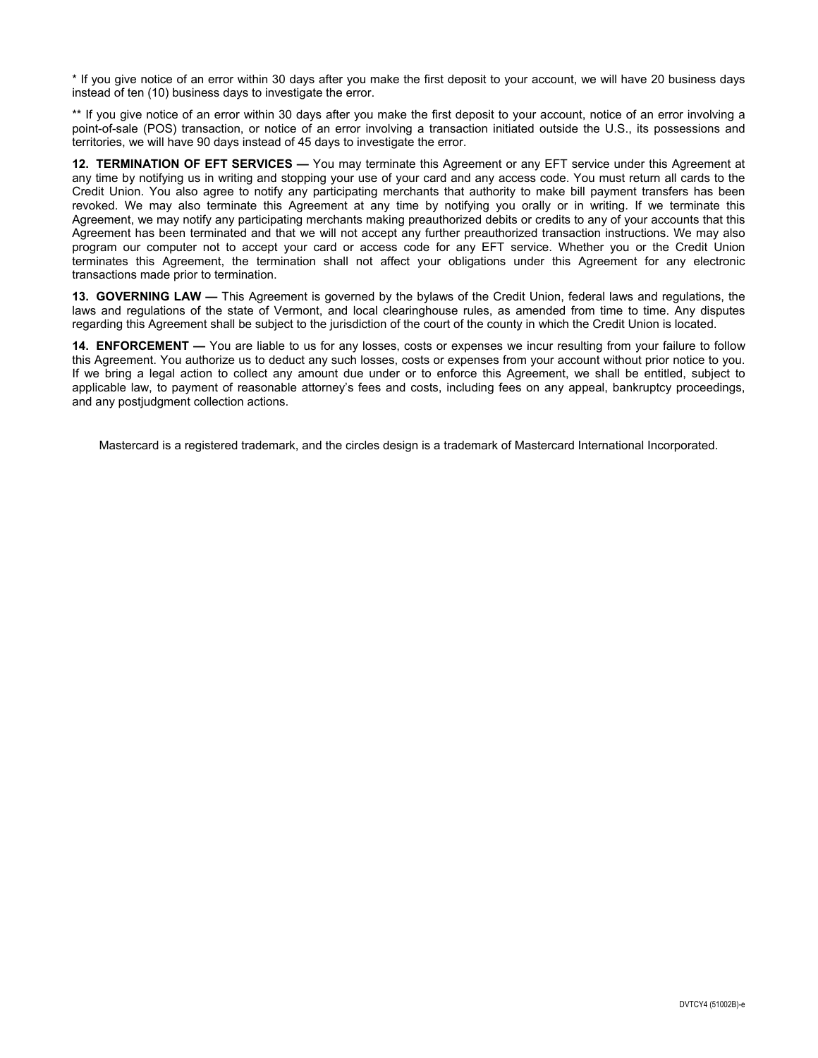* If you give notice of an error within 30 days after you make the first deposit to your account, we will have 20 business days instead of ten (10) business days to investigate the error.

** If you give notice of an error within 30 days after you make the first deposit to your account, notice of an error involving a point-of-sale (POS) transaction, or notice of an error involving a transaction initiated outside the U.S., its possessions and territories, we will have 90 days instead of 45 days to investigate the error.

**12. TERMINATION OF EFT SERVICES —** You may terminate this Agreement or any EFT service under this Agreement at any time by notifying us in writing and stopping your use of your card and any access code. You must return all cards to the Credit Union. You also agree to notify any participating merchants that authority to make bill payment transfers has been revoked. We may also terminate this Agreement at any time by notifying you orally or in writing. If we terminate this Agreement, we may notify any participating merchants making preauthorized debits or credits to any of your accounts that this Agreement has been terminated and that we will not accept any further preauthorized transaction instructions. We may also program our computer not to accept your card or access code for any EFT service. Whether you or the Credit Union terminates this Agreement, the termination shall not affect your obligations under this Agreement for any electronic transactions made prior to termination.

**13. GOVERNING LAW —** This Agreement is governed by the bylaws of the Credit Union, federal laws and regulations, the laws and regulations of the state of Vermont, and local clearinghouse rules, as amended from time to time. Any disputes regarding this Agreement shall be subject to the jurisdiction of the court of the county in which the Credit Union is located.

**14. ENFORCEMENT —** You are liable to us for any losses, costs or expenses we incur resulting from your failure to follow this Agreement. You authorize us to deduct any such losses, costs or expenses from your account without prior notice to you. If we bring a legal action to collect any amount due under or to enforce this Agreement, we shall be entitled, subject to applicable law, to payment of reasonable attorney's fees and costs, including fees on any appeal, bankruptcy proceedings, and any postjudgment collection actions.

Mastercard is a registered trademark, and the circles design is a trademark of Mastercard International Incorporated.

DVTCY4 (51002B)-e